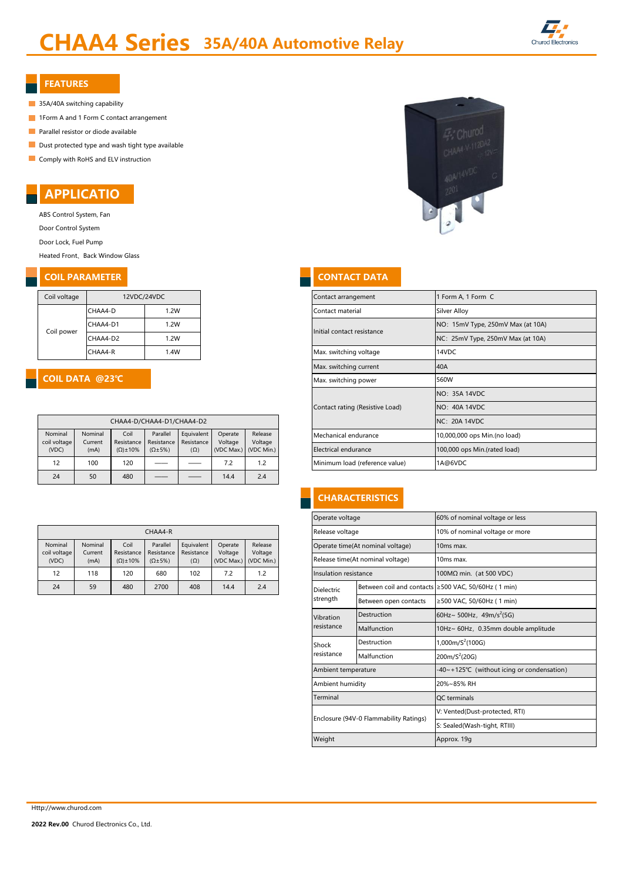# CHAA4 Series 35A/40A Automotive Relay

## FEATURES

- 35A/40A switching capability
- 1Form A and 1 Form C contact arrangement
- Parallel resistor or diode available
- Dust protected type and wash tight type available
- Comply with RoHS and ELV instruction

## APPLICATIO

ABS Control System, Fan

Door Control System

Door Lock, Fuel Pump

Heated Front、Back Window Glass

## COIL PARAMETER

| Coil voltage | 12VDC/24VDC | |
|---|---|---|
| Coil power | CHAA4-D | 1.2W |
| | CHAA4-D1 | 1.2W |
| | CHAA4-D2 | 1.2W |
| | CHAA4-R | 1.4W |

## COIL DATA @23℃

| CHAA4-D/CHAA4-D1/CHAA4-D2 | | | | | | |
|---|---|---|---|---|---|---|
| Nominal coil voltage (VDC) | Nominal Current (mA) | Coil Resistance (Ω)±10% | Parallel Resistance (Ω±5%) | Equivalent Resistance (Ω) | Operate Voltage (VDC Max.) | Release Voltage (VDC Min.) |
| 12 | 100 | 120 | —— | —— | 7.2 | 1.2 |
| 24 | 50 | 480 | —— | —— | 14.4 | 2.4 |

| CHAA4-R | | | | | | |
|---|---|---|---|---|---|---|
| Nominal coil voltage (VDC) | Nominal Current (mA) | Coil Resistance (Ω)±10% | Parallel Resistance (Ω±5%) | Equivalent Resistance (Ω) | Operate Voltage (VDC Max.) | Release Voltage (VDC Min.) |
| 12 | 118 | 120 | 680 | 102 | 7.2 | 1.2 |
| 24 | 59 | 480 | 2700 | 408 | 14.4 | 2.4 |

## CONTACT DATA

| Contact arrangement | 1 Form A, 1 Form C |
|---|---|
| Contact material | Silver Alloy |
| Initial contact resistance | NO: 15mV Type, 250mV Max (at 10A) |
| | NC: 25mV Type, 250mV Max (at 10A) |
| Max. switching voltage | 14VDC |
| Max. switching current | 40A |
| Max. switching power | 560W |
| Contact rating (Resistive Load) | NO: 35A 14VDC |
| | NO: 40A 14VDC |
| | NC: 20A 14VDC |
| Mechanical endurance | 10,000,000 ops Min.(no load) |
| Electrical endurance | 100,000 ops Min.(rated load) |
| Minimum load (reference value) | 1A@6VDC |

## CHARACTERISTICS

| Operate voltage | | 60% of nominal voltage or less |
|---|---|---|
| Release voltage | | 10% of nominal voltage or more |
| Operate time(At nominal voltage) | | 10ms max. |
| Release time(At nominal voltage) | | 10ms max. |
| Insulation resistance | | 100MΩ min. (at 500 VDC) |
| Dielectric strength | Between coil and contacts | ≥500 VAC, 50/60Hz ( 1 min) |
| | Between open contacts | ≥500 VAC, 50/60Hz ( 1 min) |
| Vibration resistance | Destruction | 60Hz~ 500Hz, 49m/$s^2$(5G) |
| | Malfunction | 10Hz~ 60Hz, 0.35mm double amplitude |
| Shock resistance | Destruction | 1,000m/$S^2$(100G) |
| | Malfunction | 200m/$S^2$(20G) |
| Ambient temperature | | -40~+125℃ (without icing or condensation) |
| Ambient humidity | | 20%~85% RH |
| Terminal | | QC terminals |
| Enclosure (94V-0 Flammability Ratings) | | V: Vented(Dust-protected, RTI) |
| | | S: Sealed(Wash-tight, RTIII) |
| Weight | | Approx. 19g |

Http://www.churod.com

**2022 Rev.00** Churod Electronics Co., Ltd.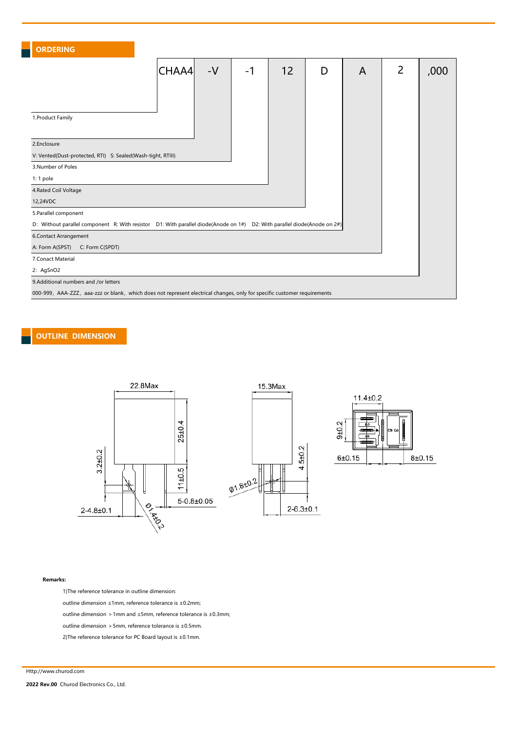## ORDERING

| CHAA4 | -V | -1 | 12 | D | A | 2 | ,000 |
|---|---|---|---|---|---|---|---|

1.Product Family

2.Enclosure

V: Vented(Dust-protected, RTI)   S: Sealed(Wash-tight, RTIII)

3.Number of Poles

1: 1 pole

4.Rated Coil Voltage

12,24VDC

5.Parallel component

D：Without parallel component   R: With resistor   D1: With parallel diode(Anode on 1#)   D2: With parallel diode(Anode on 2#)

6.Contact Arrangement

A: Form A(SPST)     C: Form C(SPDT)

7.Conact Material

2：AgSnO2

9.Additional numbers and /or letters

000-999，AAA-ZZZ，aaa-zzz or blank，which does not represent electrical changes, only for specific customer requirements

## OUTLINE DIMENSION

22.8Max
25±0.4
3.2±0.2
11±0.5
5-0.8±0.05
2-4.8±0.1
Ø1.4±0.2
15.3Max
4.5±0.2
Ø1.8±0.2
2-6.3±0.1
11.4±0.2
9±0.2
6±0.15
8±0.15

**Remarks:**

1)The reference tolerance in outline dimension:

outline dimension ≤1mm, reference tolerance is ±0.2mm;

outline dimension ＞1mm and ≤5mm, reference tolerance is ±0.3mm;

outline dimension ＞5mm, reference tolerance is ±0.5mm.

2)The reference tolerance for PC Board layout is ±0.1mm.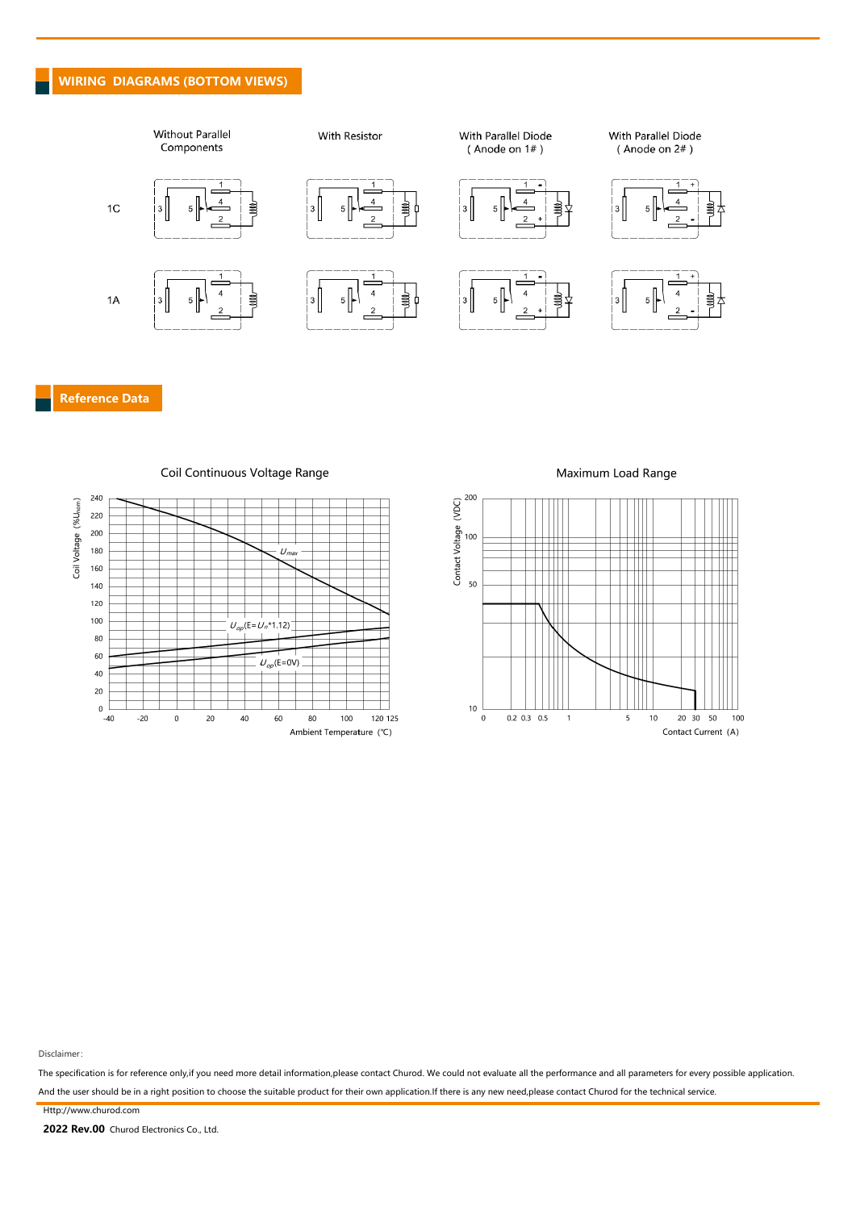## WIRING DIAGRAMS (BOTTOM VIEWS)

Without Parallel Components

With Resistor

With Parallel Diode ( Anode on 1# )

With Parallel Diode ( Anode on 2# )

1C

1A

## Reference Data

Coil Continuous Voltage Range

Coil Voltage (%$U_{nom}$)

240
220
200
180
160
140
120
100
80
60
40
20
0

-40 -20 0 20 40 60 80 100 120 125

Ambient Temperature (℃)

$U_{max}$

$U_{op}$(E=$U_n$*1.12)

$U_{op}$(E=0V)

Maximum Load Range

Contact Voltage (VDC)

200
100
50
10

0 0.2 0.3 0.5 1 5 10 20 30 50 100

Contact Current (A)

Disclaimer:

The specification is for reference only,if you need more detail information,please contact Churod. We could not evaluate all the performance and all parameters for every possible application.

And the user should be in a right position to choose the suitable product for their own application.If there is any new need,please contact Churod for the technical service.

Http://www.churod.com

**2022 Rev.00** Churod Electronics Co., Ltd.